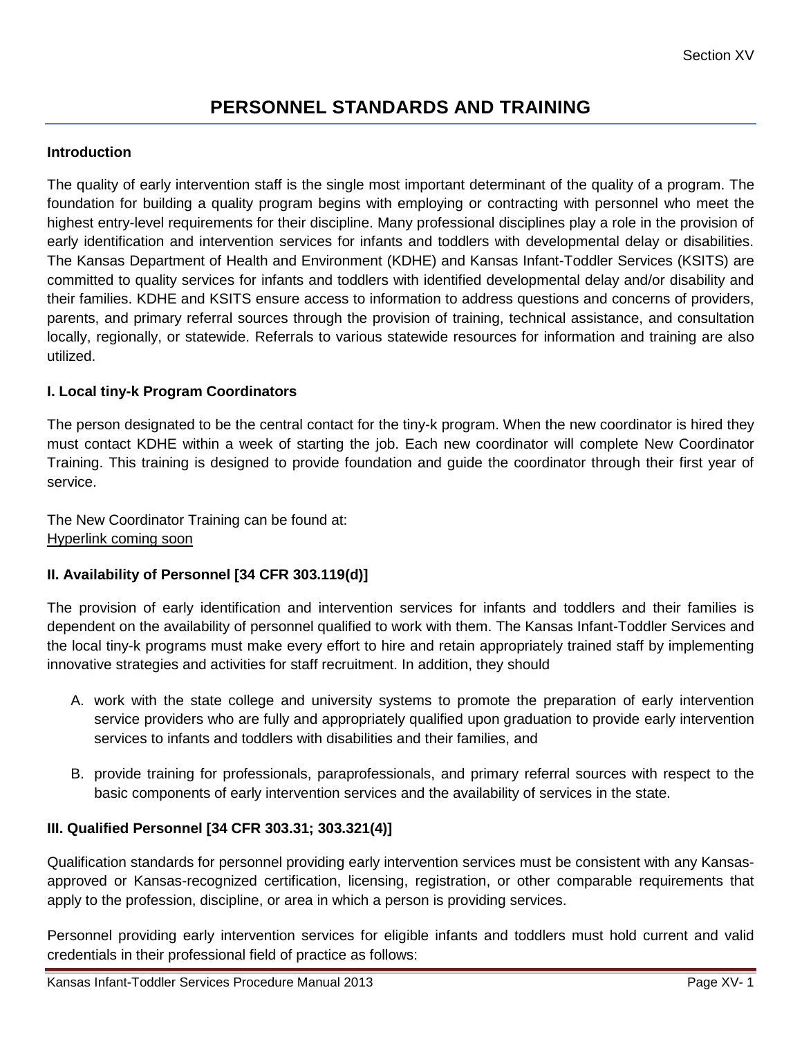# PERSONNEL STANDARDS AND TRAINING

## Introduction

The quality of early intervention staff is the single most important determinant of the quality of a program. The foundation for building a quality program begins with employing or contracting with personnel who meet the highest entry-level requirements for their discipline. Many professional disciplines play a role in the provision of early identification and intervention services for infants and toddlers with developmental delay or disabilities. The Kansas Department of Health and Environment (KDHE) and Kansas Infant-Toddler Services (KSITS) are committed to quality services for infants and toddlers with identified developmental delay and/or disability and their families. KDHE and KSITS ensure access to information to address questions and concerns of providers, parents, and primary referral sources through the provision of training, technical assistance, and consultation locally, regionally, or statewide. Referrals to various statewide resources for information and training are also utilized.

## I. Local tiny-k Program Coordinators

The person designated to be the central contact for the tiny-k program. When the new coordinator is hired they must contact KDHE within a week of starting the job. Each new coordinator will complete New Coordinator Training. This training is designed to provide foundation and guide the coordinator through their first year of service.

The New Coordinator Training can be found at:
Hyperlink coming soon

## II. Availability of Personnel [34 CFR 303.119(d)]

The provision of early identification and intervention services for infants and toddlers and their families is dependent on the availability of personnel qualified to work with them. The Kansas Infant-Toddler Services and the local tiny-k programs must make every effort to hire and retain appropriately trained staff by implementing innovative strategies and activities for staff recruitment. In addition, they should

A. work with the state college and university systems to promote the preparation of early intervention service providers who are fully and appropriately qualified upon graduation to provide early intervention services to infants and toddlers with disabilities and their families, and

B. provide training for professionals, paraprofessionals, and primary referral sources with respect to the basic components of early intervention services and the availability of services in the state.

## III. Qualified Personnel [34 CFR 303.31; 303.321(4)]

Qualification standards for personnel providing early intervention services must be consistent with any Kansas-approved or Kansas-recognized certification, licensing, registration, or other comparable requirements that apply to the profession, discipline, or area in which a person is providing services.

Personnel providing early intervention services for eligible infants and toddlers must hold current and valid credentials in their professional field of practice as follows: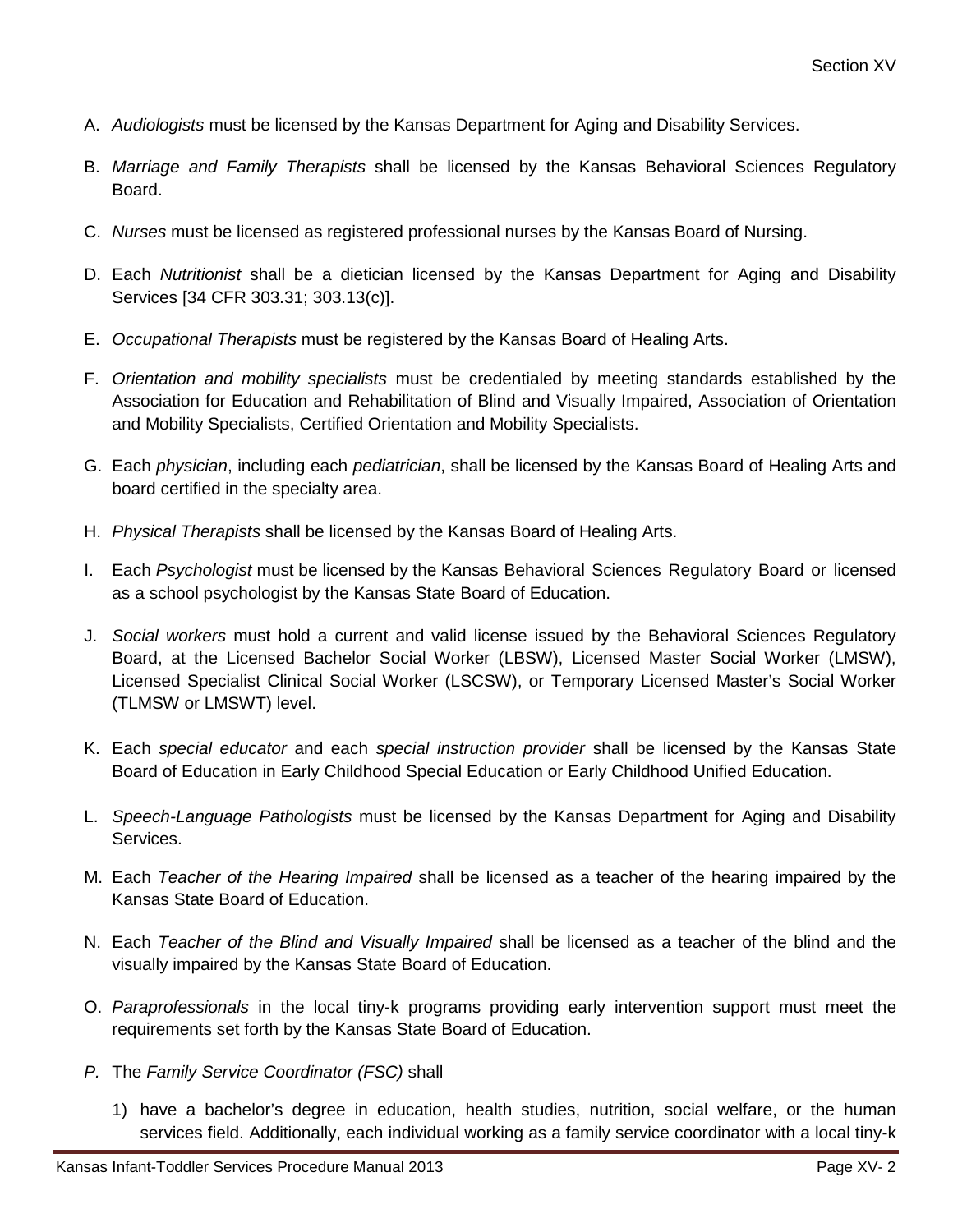A. *Audiologists* must be licensed by the Kansas Department for Aging and Disability Services.

B. *Marriage and Family Therapists* shall be licensed by the Kansas Behavioral Sciences Regulatory Board.

C. *Nurses* must be licensed as registered professional nurses by the Kansas Board of Nursing.

D. Each *Nutritionist* shall be a dietician licensed by the Kansas Department for Aging and Disability Services [34 CFR 303.31; 303.13(c)].

E. *Occupational Therapists* must be registered by the Kansas Board of Healing Arts.

F. *Orientation and mobility specialists* must be credentialed by meeting standards established by the Association for Education and Rehabilitation of Blind and Visually Impaired, Association of Orientation and Mobility Specialists, Certified Orientation and Mobility Specialists.

G. Each *physician*, including each *pediatrician*, shall be licensed by the Kansas Board of Healing Arts and board certified in the specialty area.

H. *Physical Therapists* shall be licensed by the Kansas Board of Healing Arts.

I. Each *Psychologist* must be licensed by the Kansas Behavioral Sciences Regulatory Board or licensed as a school psychologist by the Kansas State Board of Education.

J. *Social workers* must hold a current and valid license issued by the Behavioral Sciences Regulatory Board, at the Licensed Bachelor Social Worker (LBSW), Licensed Master Social Worker (LMSW), Licensed Specialist Clinical Social Worker (LSCSW), or Temporary Licensed Master's Social Worker (TLMSW or LMSWT) level.

K. Each *special educator* and each *special instruction provider* shall be licensed by the Kansas State Board of Education in Early Childhood Special Education or Early Childhood Unified Education.

L. *Speech-Language Pathologists* must be licensed by the Kansas Department for Aging and Disability Services.

M. Each *Teacher of the Hearing Impaired* shall be licensed as a teacher of the hearing impaired by the Kansas State Board of Education.

N. Each *Teacher of the Blind and Visually Impaired* shall be licensed as a teacher of the blind and the visually impaired by the Kansas State Board of Education.

O. *Paraprofessionals* in the local tiny-k programs providing early intervention support must meet the requirements set forth by the Kansas State Board of Education.

*P.* The *Family Service Coordinator (FSC)* shall

1) have a bachelor's degree in education, health studies, nutrition, social welfare, or the human services field. Additionally, each individual working as a family service coordinator with a local tiny-k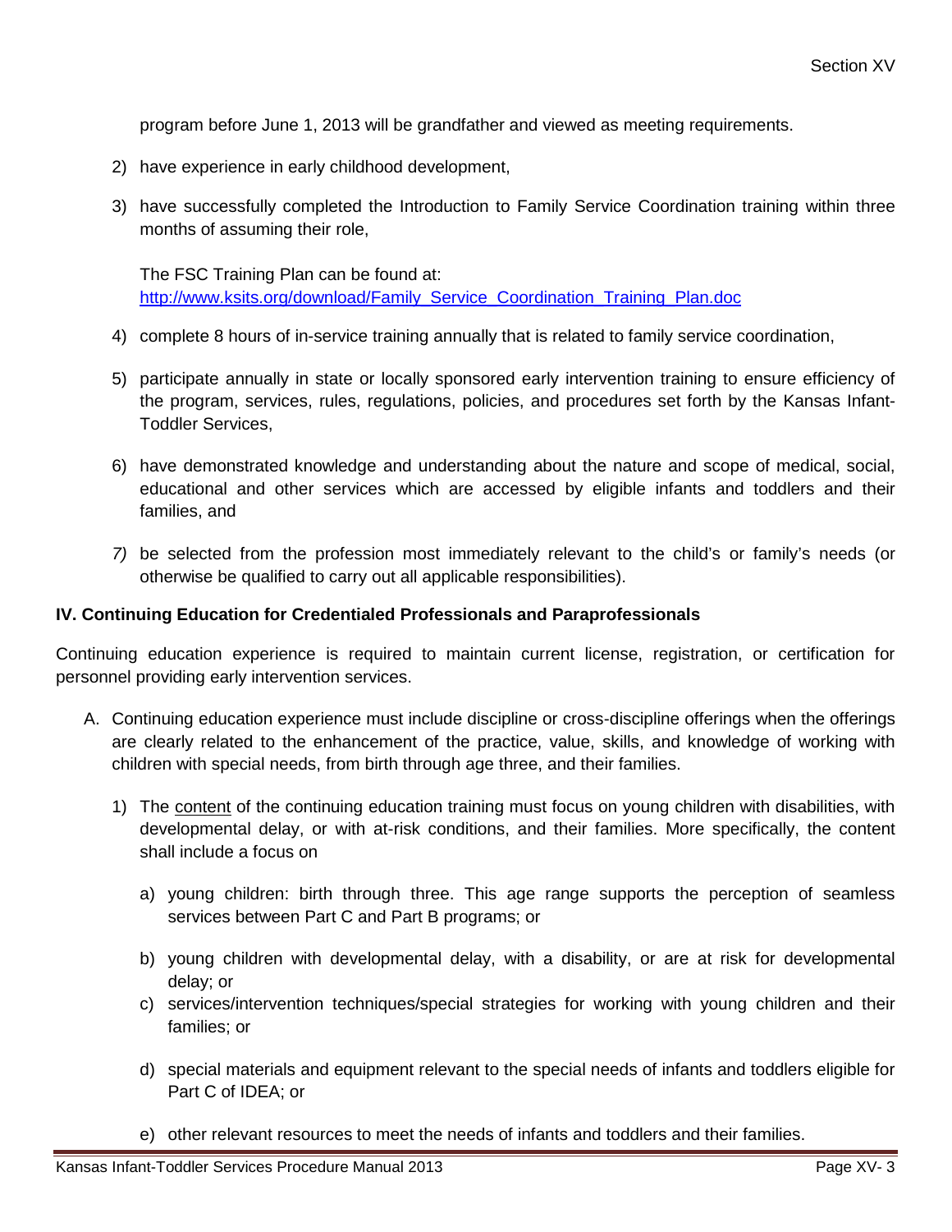program before June 1, 2013 will be grandfather and viewed as meeting requirements.

2) have experience in early childhood development,

3) have successfully completed the Introduction to Family Service Coordination training within three months of assuming their role,

   The FSC Training Plan can be found at:
   [http://www.ksits.org/download/Family_Service_Coordination_Training_Plan.doc](http://www.ksits.org/download/Family_Service_Coordination_Training_Plan.doc)

4) complete 8 hours of in-service training annually that is related to family service coordination,

5) participate annually in state or locally sponsored early intervention training to ensure efficiency of the program, services, rules, regulations, policies, and procedures set forth by the Kansas Infant-Toddler Services,

6) have demonstrated knowledge and understanding about the nature and scope of medical, social, educational and other services which are accessed by eligible infants and toddlers and their families, and

7) be selected from the profession most immediately relevant to the child's or family's needs (or otherwise be qualified to carry out all applicable responsibilities).

### IV. Continuing Education for Credentialed Professionals and Paraprofessionals

Continuing education experience is required to maintain current license, registration, or certification for personnel providing early intervention services.

A. Continuing education experience must include discipline or cross-discipline offerings when the offerings are clearly related to the enhancement of the practice, value, skills, and knowledge of working with children with special needs, from birth through age three, and their families.

   1) The <u>content</u> of the continuing education training must focus on young children with disabilities, with developmental delay, or with at-risk conditions, and their families. More specifically, the content shall include a focus on

      a) young children: birth through three. This age range supports the perception of seamless services between Part C and Part B programs; or

      b) young children with developmental delay, with a disability, or are at risk for developmental delay; or

      c) services/intervention techniques/special strategies for working with young children and their families; or

      d) special materials and equipment relevant to the special needs of infants and toddlers eligible for Part C of IDEA; or

      e) other relevant resources to meet the needs of infants and toddlers and their families.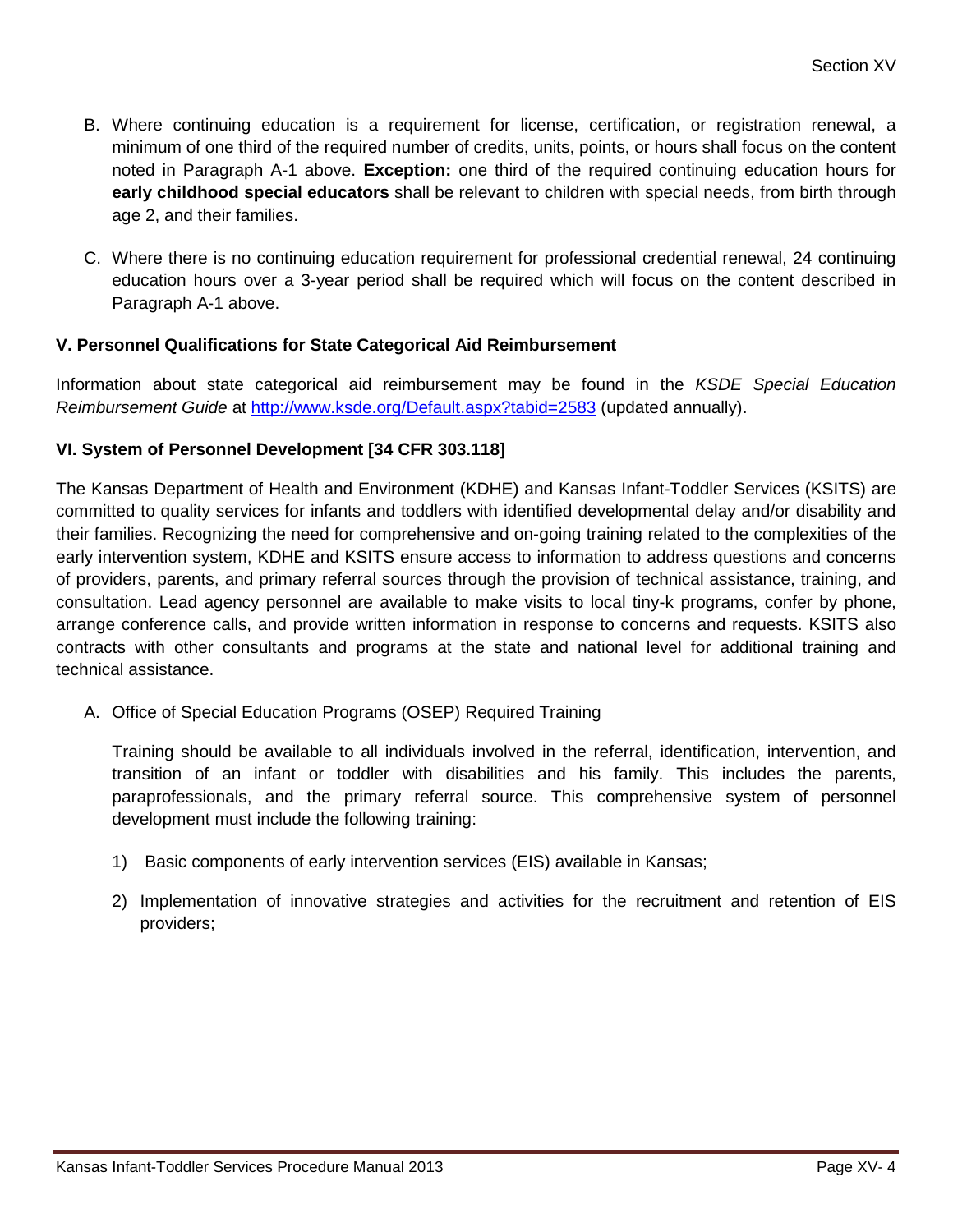B. Where continuing education is a requirement for license, certification, or registration renewal, a minimum of one third of the required number of credits, units, points, or hours shall focus on the content noted in Paragraph A-1 above. **Exception:** one third of the required continuing education hours for **early childhood special educators** shall be relevant to children with special needs, from birth through age 2, and their families.

C. Where there is no continuing education requirement for professional credential renewal, 24 continuing education hours over a 3-year period shall be required which will focus on the content described in Paragraph A-1 above.

### V. Personnel Qualifications for State Categorical Aid Reimbursement

Information about state categorical aid reimbursement may be found in the *KSDE Special Education Reimbursement Guide* at [http://www.ksde.org/Default.aspx?tabid=2583](http://www.ksde.org/Default.aspx?tabid=2583) (updated annually).

### VI. System of Personnel Development [34 CFR 303.118]

The Kansas Department of Health and Environment (KDHE) and Kansas Infant-Toddler Services (KSITS) are committed to quality services for infants and toddlers with identified developmental delay and/or disability and their families. Recognizing the need for comprehensive and on-going training related to the complexities of the early intervention system, KDHE and KSITS ensure access to information to address questions and concerns of providers, parents, and primary referral sources through the provision of technical assistance, training, and consultation. Lead agency personnel are available to make visits to local tiny-k programs, confer by phone, arrange conference calls, and provide written information in response to concerns and requests. KSITS also contracts with other consultants and programs at the state and national level for additional training and technical assistance.

A. Office of Special Education Programs (OSEP) Required Training

Training should be available to all individuals involved in the referral, identification, intervention, and transition of an infant or toddler with disabilities and his family. This includes the parents, paraprofessionals, and the primary referral source. This comprehensive system of personnel development must include the following training:

1) Basic components of early intervention services (EIS) available in Kansas;

2) Implementation of innovative strategies and activities for the recruitment and retention of EIS providers;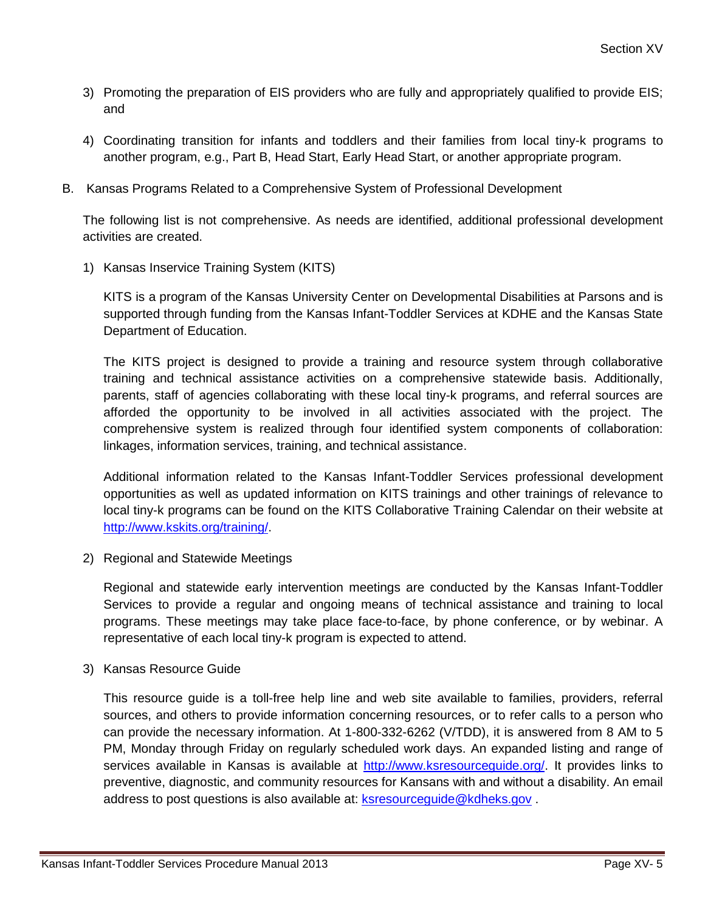3) Promoting the preparation of EIS providers who are fully and appropriately qualified to provide EIS; and

4) Coordinating transition for infants and toddlers and their families from local tiny-k programs to another program, e.g., Part B, Head Start, Early Head Start, or another appropriate program.

B. Kansas Programs Related to a Comprehensive System of Professional Development

The following list is not comprehensive. As needs are identified, additional professional development activities are created.

1) Kansas Inservice Training System (KITS)

KITS is a program of the Kansas University Center on Developmental Disabilities at Parsons and is supported through funding from the Kansas Infant-Toddler Services at KDHE and the Kansas State Department of Education.

The KITS project is designed to provide a training and resource system through collaborative training and technical assistance activities on a comprehensive statewide basis. Additionally, parents, staff of agencies collaborating with these local tiny-k programs, and referral sources are afforded the opportunity to be involved in all activities associated with the project. The comprehensive system is realized through four identified system components of collaboration: linkages, information services, training, and technical assistance.

Additional information related to the Kansas Infant-Toddler Services professional development opportunities as well as updated information on KITS trainings and other trainings of relevance to local tiny-k programs can be found on the KITS Collaborative Training Calendar on their website at [http://www.kskits.org/training/](http://www.kskits.org/training/).

2) Regional and Statewide Meetings

Regional and statewide early intervention meetings are conducted by the Kansas Infant-Toddler Services to provide a regular and ongoing means of technical assistance and training to local programs. These meetings may take place face-to-face, by phone conference, or by webinar. A representative of each local tiny-k program is expected to attend.

3) Kansas Resource Guide

This resource guide is a toll-free help line and web site available to families, providers, referral sources, and others to provide information concerning resources, or to refer calls to a person who can provide the necessary information. At 1-800-332-6262 (V/TDD), it is answered from 8 AM to 5 PM, Monday through Friday on regularly scheduled work days. An expanded listing and range of services available in Kansas is available at [http://www.ksresourceguide.org/](http://www.ksresourceguide.org/). It provides links to preventive, diagnostic, and community resources for Kansans with and without a disability. An email address to post questions is also available at: [ksresourceguide@kdheks.gov](mailto:ksresourceguide@kdheks.gov) .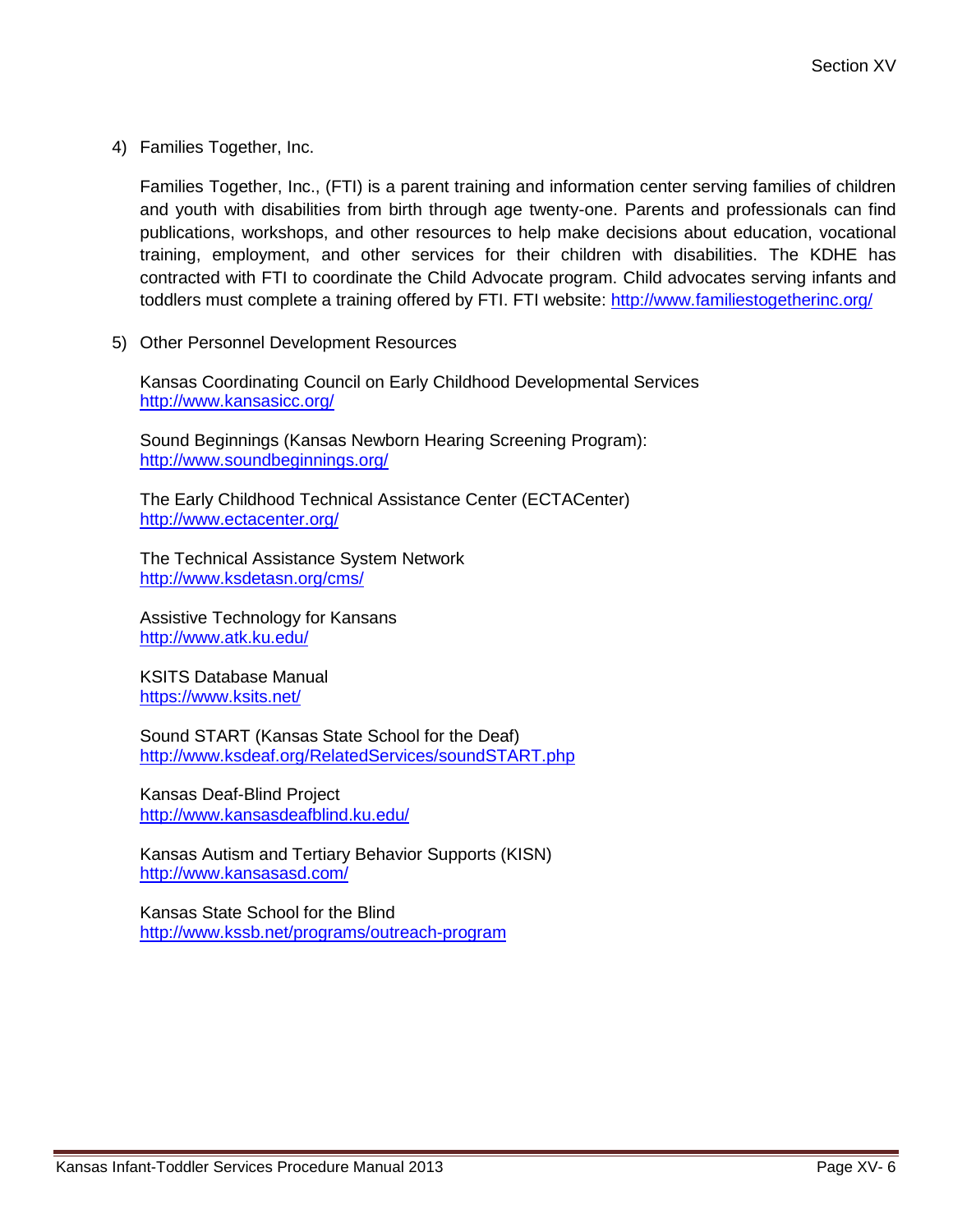4) Families Together, Inc.

   Families Together, Inc., (FTI) is a parent training and information center serving families of children and youth with disabilities from birth through age twenty-one. Parents and professionals can find publications, workshops, and other resources to help make decisions about education, vocational training, employment, and other services for their children with disabilities. The KDHE has contracted with FTI to coordinate the Child Advocate program. Child advocates serving infants and toddlers must complete a training offered by FTI. FTI website: http://www.familiestogetherinc.org/

5) Other Personnel Development Resources

   Kansas Coordinating Council on Early Childhood Developmental Services
   http://www.kansasicc.org/

   Sound Beginnings (Kansas Newborn Hearing Screening Program):
   http://www.soundbeginnings.org/

   The Early Childhood Technical Assistance Center (ECTACenter)
   http://www.ectacenter.org/

   The Technical Assistance System Network
   http://www.ksdetasn.org/cms/

   Assistive Technology for Kansans
   http://www.atk.ku.edu/

   KSITS Database Manual
   https://www.ksits.net/

   Sound START (Kansas State School for the Deaf)
   http://www.ksdeaf.org/RelatedServices/soundSTART.php

   Kansas Deaf-Blind Project
   http://www.kansasdeafblind.ku.edu/

   Kansas Autism and Tertiary Behavior Supports (KISN)
   http://www.kansasasd.com/

   Kansas State School for the Blind
   http://www.kssb.net/programs/outreach-program